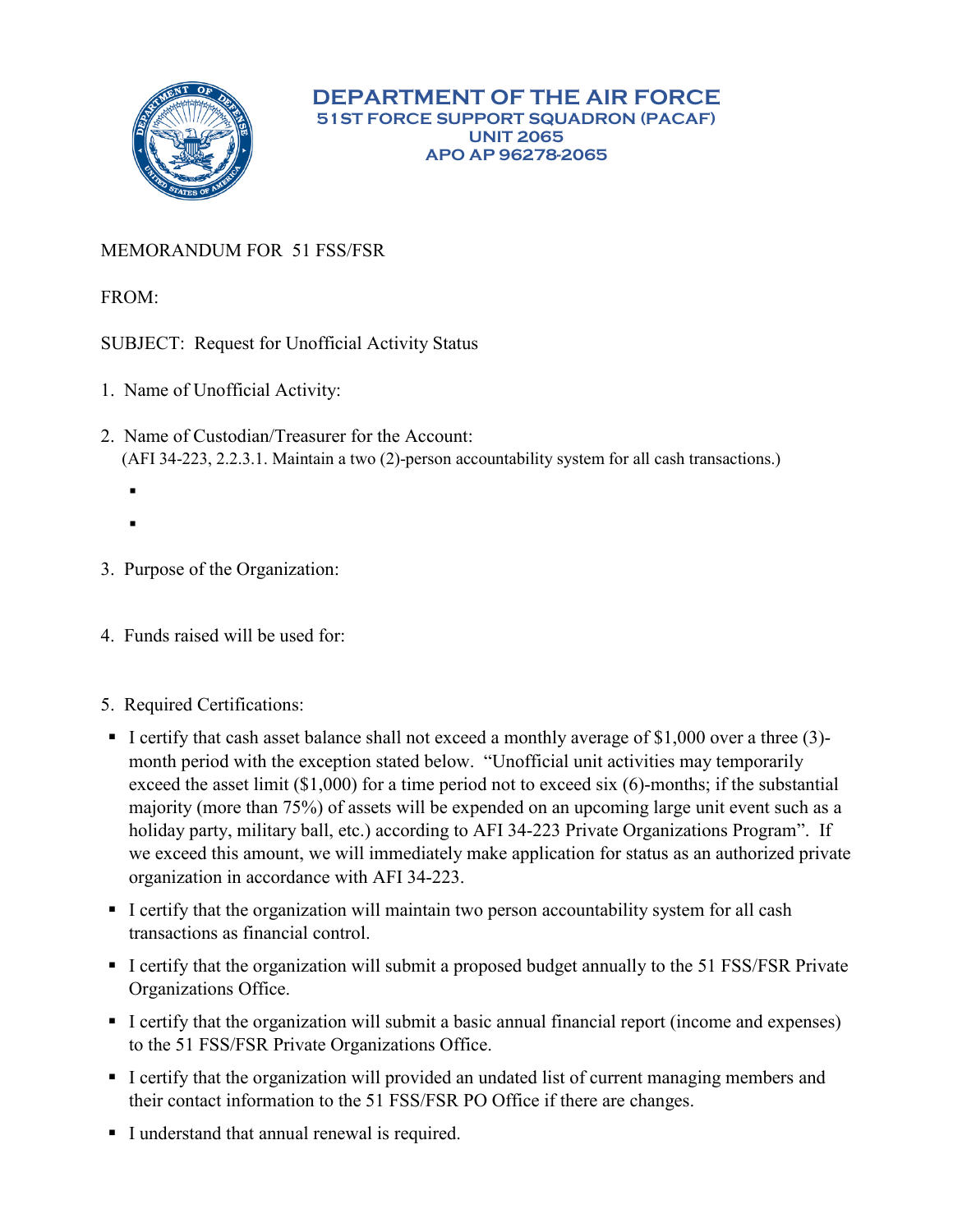# DEPARTMENT OF THE AIR FORCE
## 51ST FORCE SUPPORT SQUADRON (PACAF)
## UNIT 2065
## APO AP 96278-2065

MEMORANDUM FOR 51 FSS/FSR

FROM:

SUBJECT: Request for Unofficial Activity Status

1. Name of Unofficial Activity:

2. Name of Custodian/Treasurer for the Account:
   (AFI 34-223, 2.2.3.1. Maintain a two (2)-person accountability system for all cash transactions.)
   -
   -

3. Purpose of the Organization:

4. Funds raised will be used for:

5. Required Certifications:

- I certify that cash asset balance shall not exceed a monthly average of $1,000 over a three (3)-month period with the exception stated below. "Unofficial unit activities may temporarily exceed the asset limit ($1,000) for a time period not to exceed six (6)-months; if the substantial majority (more than 75%) of assets will be expended on an upcoming large unit event such as a holiday party, military ball, etc.) according to AFI 34-223 Private Organizations Program". If we exceed this amount, we will immediately make application for status as an authorized private organization in accordance with AFI 34-223.
- I certify that the organization will maintain two person accountability system for all cash transactions as financial control.
- I certify that the organization will submit a proposed budget annually to the 51 FSS/FSR Private Organizations Office.
- I certify that the organization will submit a basic annual financial report (income and expenses) to the 51 FSS/FSR Private Organizations Office.
- I certify that the organization will provided an undated list of current managing members and their contact information to the 51 FSS/FSR PO Office if there are changes.
- I understand that annual renewal is required.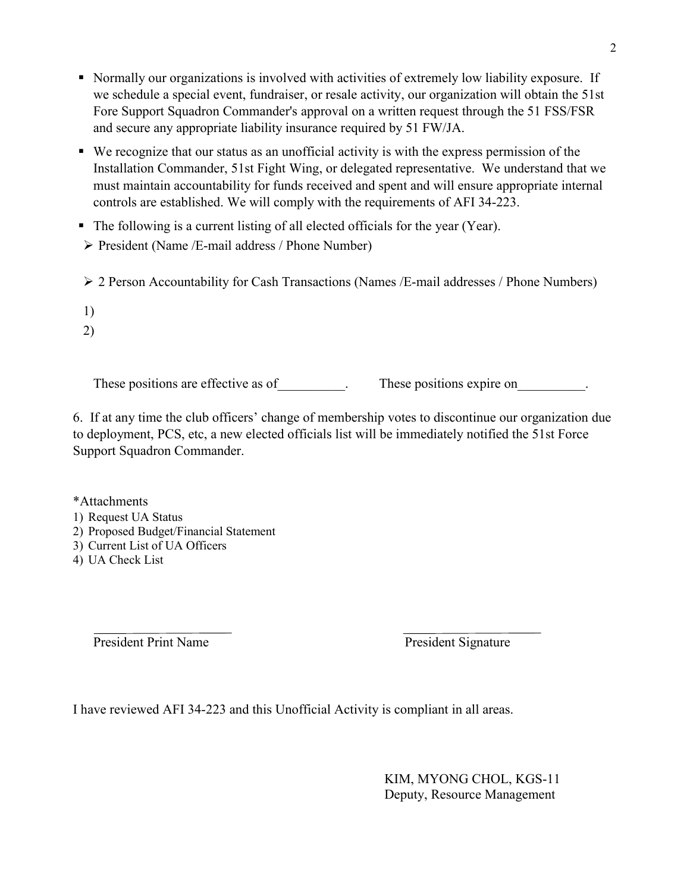- Normally our organizations is involved with activities of extremely low liability exposure. If we schedule a special event, fundraiser, or resale activity, our organization will obtain the 51st Fore Support Squadron Commander's approval on a written request through the 51 FSS/FSR and secure any appropriate liability insurance required by 51 FW/JA.
- We recognize that our status as an unofficial activity is with the express permission of the Installation Commander, 51st Fight Wing, or delegated representative. We understand that we must maintain accountability for funds received and spent and will ensure appropriate internal controls are established. We will comply with the requirements of AFI 34-223.
- The following is a current listing of all elected officials for the year (Year).
  - President (Name /E-mail address / Phone Number)
  - 2 Person Accountability for Cash Transactions (Names /E-mail addresses / Phone Numbers)

1)
2)

These positions are effective as of__________. These positions expire on__________.

6. If at any time the club officers' change of membership votes to discontinue our organization due to deployment, PCS, etc, a new elected officials list will be immediately notified the 51st Force Support Squadron Commander.

*Attachments
1) Request UA Status
2) Proposed Budget/Financial Statement
3) Current List of UA Officers
4) UA Check List

_____________________ _____________________
President Print Name President Signature

I have reviewed AFI 34-223 and this Unofficial Activity is compliant in all areas.

KIM, MYONG CHOL, KGS-11
Deputy, Resource Management